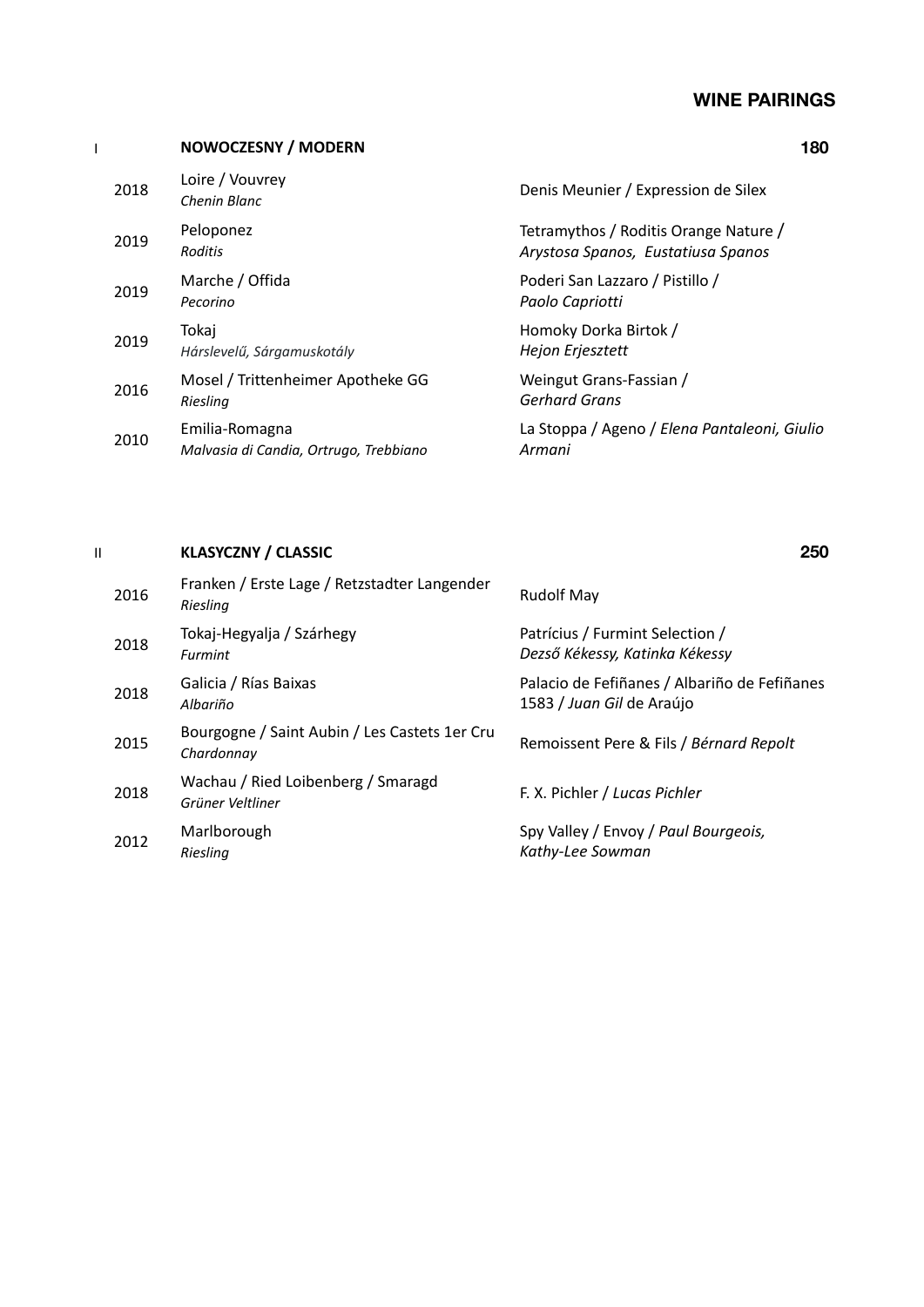# WINE PAIRINGS

## I NOWOCZESNY / MODERN — 180

| | | |
|---|---|---|
| 2018 | Loire / Vouvrey<br>*Chenin Blanc* | Denis Meunier / Expression de Silex |
| 2019 | Peloponez<br>*Roditis* | Tetramythos / Roditis Orange Nature /<br>*Arystosa Spanos, Eustatiusa Spanos* |
| 2019 | Marche / Offida<br>*Pecorino* | Poderi San Lazzaro / Pistillo /<br>*Paolo Capriotti* |
| 2019 | Tokaj<br>*Hárslevelű, Sárgamuskotály* | Homoky Dorka Birtok /<br>*Hejon Erjesztett* |
| 2016 | Mosel / Trittenheimer Apotheke GG<br>*Riesling* | Weingut Grans-Fassian /<br>*Gerhard Grans* |
| 2010 | Emilia-Romagna<br>*Malvasia di Candia, Ortrugo, Trebbiano* | La Stoppa / Ageno / *Elena Pantaleoni, Giulio Armani* |

## II KLASYCZNY / CLASSIC — 250

| | | |
|---|---|---|
| 2016 | Franken / Erste Lage / Retzstadter Langender<br>*Riesling* | Rudolf May |
| 2018 | Tokaj-Hegyalja / Szárhegy<br>*Furmint* | Patrícius / Furmint Selection /<br>*Dezső Kékessy, Katinka Kékessy* |
| 2018 | Galicia / Rías Baixas<br>*Albariño* | Palacio de Fefiñanes / Albariño de Fefiñanes 1583 / *Juan Gil* de Araújo |
| 2015 | Bourgogne / Saint Aubin / Les Castets 1er Cru<br>*Chardonnay* | Remoissent Pere & Fils / *Bérnard Repolt* |
| 2018 | Wachau / Ried Loibenberg / Smaragd<br>*Grüner Veltliner* | F. X. Pichler / *Lucas Pichler* |
| 2012 | Marlborough<br>*Riesling* | Spy Valley / Envoy / *Paul Bourgeois, Kathy-Lee Sowman* |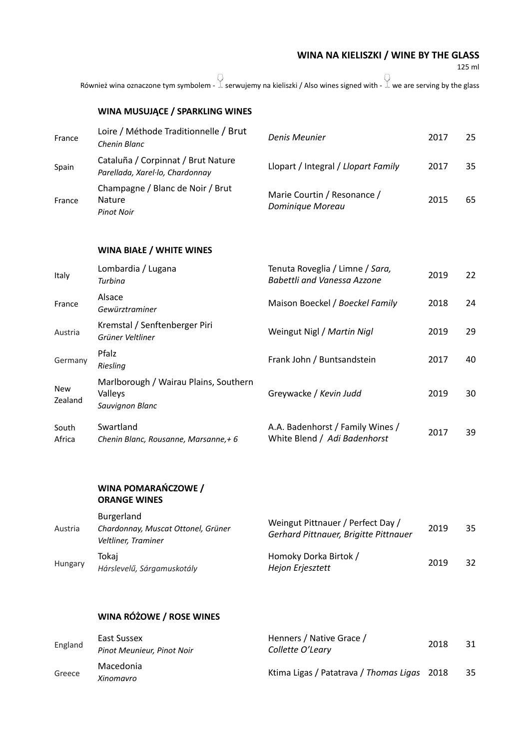## WINA NA KIELISZKI / WINE BY THE GLASS

125 ml

Również wina oznaczone tym symbolem - 🍷 serwujemy na kieliszki / Also wines signed with - 🍷 we are serving by the glass

### WINA MUSUJĄCE / SPARKLING WINES

| | | | | |
|---|---|---|---|---|
| France | Loire / Méthode Traditionnelle / Brut<br>*Chenin Blanc* | *Denis Meunier* | 2017 | 25 |
| Spain | Cataluña / Corpinnat / Brut Nature<br>*Parellada, Xarel·lo, Chardonnay* | Llopart / Integral / *Llopart Family* | 2017 | 35 |
| France | Champagne / Blanc de Noir / Brut Nature<br>*Pinot Noir* | Marie Courtin / Resonance / *Dominique Moreau* | 2015 | 65 |

### WINA BIAŁE / WHITE WINES

| | | | | |
|---|---|---|---|---|
| Italy | Lombardia / Lugana<br>*Turbina* | Tenuta Roveglia / Limne / *Sara, Babettli and Vanessa Azzone* | 2019 | 22 |
| France | Alsace<br>*Gewürztraminer* | Maison Boeckel / *Boeckel Family* | 2018 | 24 |
| Austria | Kremstal / Senftenberger Piri<br>*Grüner Veltliner* | Weingut Nigl / *Martin Nigl* | 2019 | 29 |
| Germany | Pfalz<br>*Riesling* | Frank John / Buntsandstein | 2017 | 40 |
| New Zealand | Marlborough / Wairau Plains, Southern Valleys<br>*Sauvignon Blanc* | Greywacke / *Kevin Judd* | 2019 | 30 |
| South Africa | Swartland<br>*Chenin Blanc, Rousanne, Marsanne,+ 6* | A.A. Badenhorst / Family Wines / White Blend / *Adi Badenhorst* | 2017 | 39 |

### WINA POMARAŃCZOWE / ORANGE WINES

| | | | | |
|---|---|---|---|---|
| Austria | Burgerland<br>*Chardonnay, Muscat Ottonel, Grüner Veltliner, Traminer* | Weingut Pittnauer / Perfect Day / *Gerhard Pittnauer, Brigitte Pittnauer* | 2019 | 35 |
| Hungary | Tokaj<br>*Hárslevelű, Sárgamuskotály* | Homoky Dorka Birtok / *Hejon Erjesztett* | 2019 | 32 |

### WINA RÓŻOWE / ROSE WINES

| | | | | |
|---|---|---|---|---|
| England | East Sussex<br>*Pinot Meunieur, Pinot Noir* | Henners / Native Grace / *Collette O'Leary* | 2018 | 31 |
| Greece | Macedonia<br>*Xinomavro* | Ktima Ligas / Patatrava / *Thomas Ligas* | 2018 | 35 |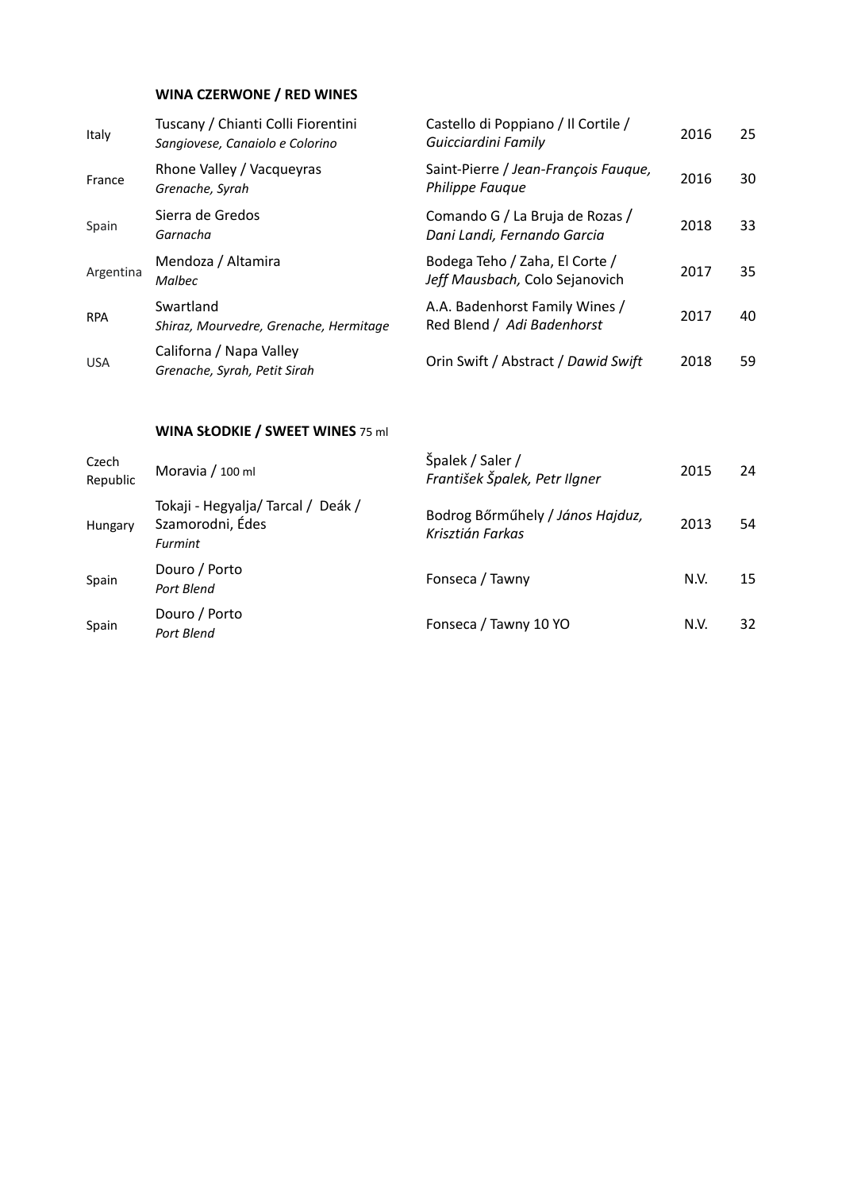## WINA CZERWONE / RED WINES

| Country | Region / Grapes | Producer / Wine / Winemaker | Vintage | Price |
|---|---|---|---|---|
| Italy | Tuscany / Chianti Colli Fiorentini<br>*Sangiovese, Canaiolo e Colorino* | Castello di Poppiano / Il Cortile /<br>*Guicciardini Family* | 2016 | 25 |
| France | Rhone Valley / Vacqueyras<br>*Grenache, Syrah* | Saint-Pierre / *Jean-François Fauque, Philippe Fauque* | 2016 | 30 |
| Spain | Sierra de Gredos<br>*Garnacha* | Comando G / La Bruja de Rozas /<br>*Dani Landi, Fernando Garcia* | 2018 | 33 |
| Argentina | Mendoza / Altamira<br>*Malbec* | Bodega Teho / Zaha, El Corte /<br>*Jeff Mausbach,* Colo Sejanovich | 2017 | 35 |
| RPA | Swartland<br>*Shiraz, Mourvedre, Grenache, Hermitage* | A.A. Badenhorst Family Wines /<br>Red Blend / *Adi Badenhorst* | 2017 | 40 |
| USA | Californa / Napa Valley<br>*Grenache, Syrah, Petit Sirah* | Orin Swift / Abstract / *Dawid Swift* | 2018 | 59 |

## WINA SŁODKIE / SWEET WINES 75 ml

| Country | Region / Grapes | Producer / Wine / Winemaker | Vintage | Price |
|---|---|---|---|---|
| Czech Republic | Moravia / 100 ml | Špalek / Saler /<br>*František Špalek, Petr Ilgner* | 2015 | 24 |
| Hungary | Tokaji - Hegyalja/ Tarcal / Deák / Szamorodni, Édes<br>*Furmint* | Bodrog Bőrműhely / *János Hajduz, Krisztián Farkas* | 2013 | 54 |
| Spain | Douro / Porto<br>*Port Blend* | Fonseca / Tawny | N.V. | 15 |
| Spain | Douro / Porto<br>*Port Blend* | Fonseca / Tawny 10 YO | N.V. | 32 |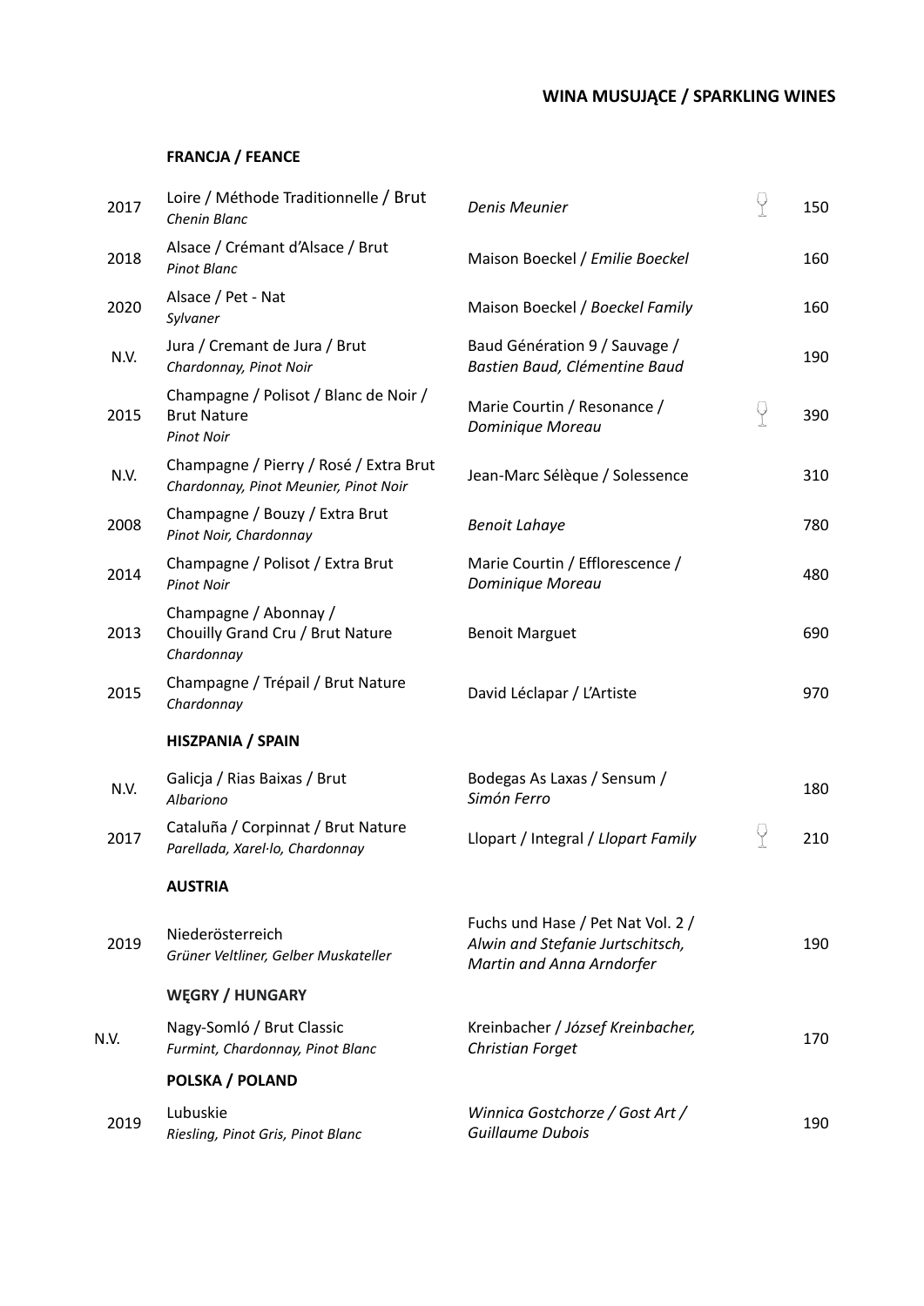## WINA MUSUJĄCE / SPARKLING WINES

### FRANCJA / FEANCE

| | | | | |
|---|---|---|---|---|
| 2017 | Loire / Méthode Traditionnelle / Brut<br>*Chenin Blanc* | *Denis Meunier* | 🍷 | 150 |
| 2018 | Alsace / Crémant d'Alsace / Brut<br>*Pinot Blanc* | Maison Boeckel / *Emilie Boeckel* | | 160 |
| 2020 | Alsace / Pet - Nat<br>*Sylvaner* | Maison Boeckel / *Boeckel Family* | | 160 |
| N.V. | Jura / Cremant de Jura / Brut<br>*Chardonnay, Pinot Noir* | Baud Génération 9 / Sauvage /<br>*Bastien Baud, Clémentine Baud* | | 190 |
| 2015 | Champagne / Polisot / Blanc de Noir / Brut Nature<br>*Pinot Noir* | Marie Courtin / Resonance /<br>*Dominique Moreau* | 🍷 | 390 |
| N.V. | Champagne / Pierry / Rosé / Extra Brut<br>*Chardonnay, Pinot Meunier, Pinot Noir* | Jean-Marc Sélèque / Solessence | | 310 |
| 2008 | Champagne / Bouzy / Extra Brut<br>*Pinot Noir, Chardonnay* | *Benoit Lahaye* | | 780 |
| 2014 | Champagne / Polisot / Extra Brut<br>*Pinot Noir* | Marie Courtin / Efflorescence /<br>*Dominique Moreau* | | 480 |
| 2013 | Champagne / Abonnay /<br>Chouilly Grand Cru / Brut Nature<br>*Chardonnay* | Benoit Marguet | | 690 |
| 2015 | Champagne / Trépail / Brut Nature<br>*Chardonnay* | David Léclapar / L'Artiste | | 970 |

### HISZPANIA / SPAIN

| | | | | |
|---|---|---|---|---|
| N.V. | Galicja / Rias Baixas / Brut<br>*Albariono* | Bodegas As Laxas / Sensum /<br>*Simón Ferro* | | 180 |
| 2017 | Cataluña / Corpinnat / Brut Nature<br>*Parellada, Xarel·lo, Chardonnay* | Llopart / Integral / *Llopart Family* | 🍷 | 210 |

### AUSTRIA

| | | | | |
|---|---|---|---|---|
| 2019 | Niederösterreich<br>*Grüner Veltliner, Gelber Muskateller* | Fuchs und Hase / Pet Nat Vol. 2 /<br>*Alwin and Stefanie Jurtschitsch, Martin and Anna Arndorfer* | | 190 |

### WĘGRY / HUNGARY

| | | | | |
|---|---|---|---|---|
| N.V. | Nagy-Somló / Brut Classic<br>*Furmint, Chardonnay, Pinot Blanc* | Kreinbacher / *József Kreinbacher, Christian Forget* | | 170 |

### POLSKA / POLAND

| | | | | |
|---|---|---|---|---|
| 2019 | Lubuskie<br>*Riesling, Pinot Gris, Pinot Blanc* | *Winnica Gostchorze / Gost Art / Guillaume Dubois* | | 190 |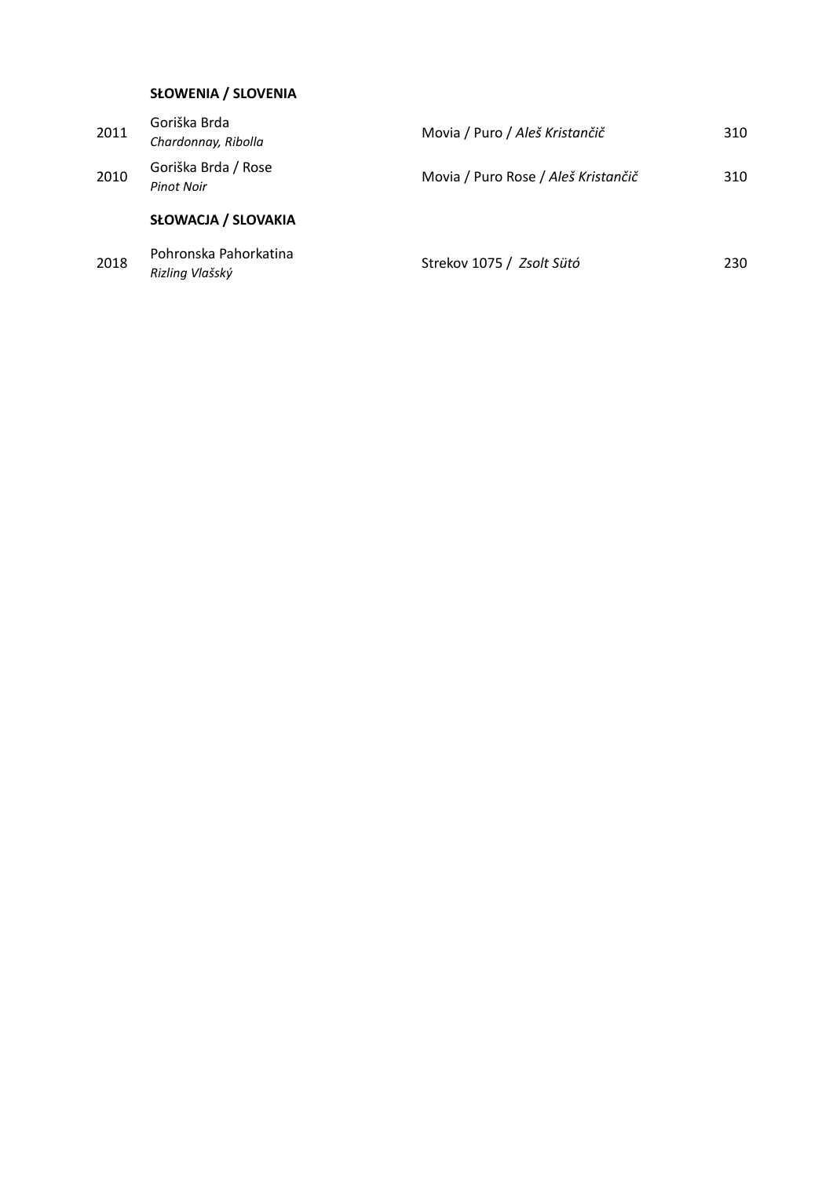## SŁOWENIA / SLOVENIA

| | | | |
|---|---|---|---|
| 2011 | Goriška Brda<br>*Chardonnay, Ribolla* | Movia / Puro / *Aleš Kristančič* | 310 |
| 2010 | Goriška Brda / Rose<br>*Pinot Noir* | Movia / Puro Rose / *Aleš Kristančič* | 310 |

## SŁOWACJA / SLOVAKIA

| | | | |
|---|---|---|---|
| 2018 | Pohronska Pahorkatina<br>*Rizling Vlašský* | Strekov 1075 / *Zsolt Sütó* | 230 |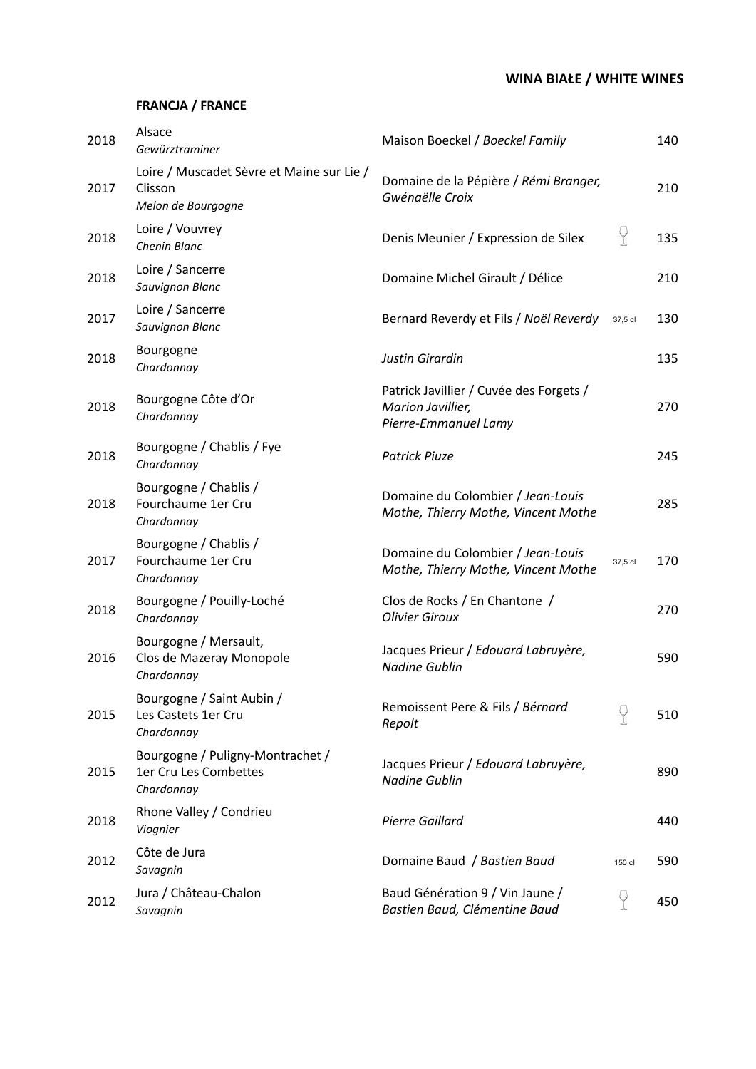## WINA BIAŁE / WHITE WINES

### FRANCJA / FRANCE

| Year | Region / Grape | Producer | | Price |
|---|---|---|---|---|
| 2018 | Alsace<br>*Gewürztraminer* | Maison Boeckel / *Boeckel Family* | | 140 |
| 2017 | Loire / Muscadet Sèvre et Maine sur Lie / Clisson<br>*Melon de Bourgogne* | Domaine de la Pépière / *Rémi Branger, Gwénaëlle Croix* | | 210 |
| 2018 | Loire / Vouvrey<br>*Chenin Blanc* | Denis Meunier / Expression de Silex | 🍷 | 135 |
| 2018 | Loire / Sancerre<br>*Sauvignon Blanc* | Domaine Michel Girault / Délice | | 210 |
| 2017 | Loire / Sancerre<br>*Sauvignon Blanc* | Bernard Reverdy et Fils / *Noël Reverdy* | 37,5 cl | 130 |
| 2018 | Bourgogne<br>*Chardonnay* | *Justin Girardin* | | 135 |
| 2018 | Bourgogne Côte d'Or<br>*Chardonnay* | Patrick Javillier / Cuvée des Forgets / *Marion Javillier, Pierre-Emmanuel Lamy* | | 270 |
| 2018 | Bourgogne / Chablis / Fye<br>*Chardonnay* | *Patrick Piuze* | | 245 |
| 2018 | Bourgogne / Chablis / Fourchaume 1er Cru<br>*Chardonnay* | Domaine du Colombier / *Jean-Louis Mothe, Thierry Mothe, Vincent Mothe* | | 285 |
| 2017 | Bourgogne / Chablis / Fourchaume 1er Cru<br>*Chardonnay* | Domaine du Colombier / *Jean-Louis Mothe, Thierry Mothe, Vincent Mothe* | 37,5 cl | 170 |
| 2018 | Bourgogne / Pouilly-Loché<br>*Chardonnay* | Clos de Rocks / En Chantone / *Olivier Giroux* | | 270 |
| 2016 | Bourgogne / Mersault, Clos de Mazeray Monopole<br>*Chardonnay* | Jacques Prieur / *Edouard Labruyère, Nadine Gublin* | | 590 |
| 2015 | Bourgogne / Saint Aubin / Les Castets 1er Cru<br>*Chardonnay* | Remoissent Pere & Fils / *Bérnard Repolt* | 🍷 | 510 |
| 2015 | Bourgogne / Puligny-Montrachet / 1er Cru Les Combettes<br>*Chardonnay* | Jacques Prieur / *Edouard Labruyère, Nadine Gublin* | | 890 |
| 2018 | Rhone Valley / Condrieu<br>*Viognier* | *Pierre Gaillard* | | 440 |
| 2012 | Côte de Jura<br>*Savagnin* | Domaine Baud / *Bastien Baud* | 150 cl | 590 |
| 2012 | Jura / Château-Chalon<br>*Savagnin* | Baud Génération 9 / Vin Jaune / *Bastien Baud, Clémentine Baud* | 🍷 | 450 |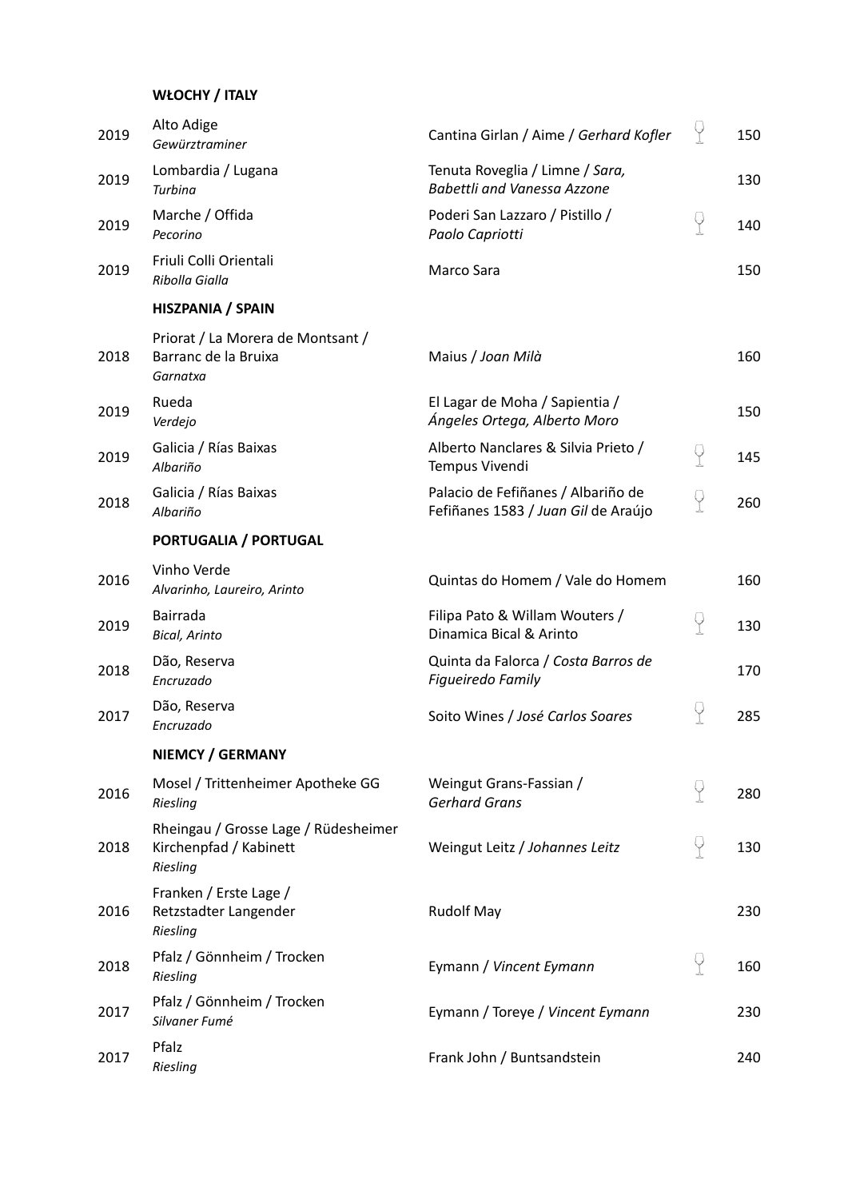## WŁOCHY / ITALY

| Year | Region / Grape | Producer | By the glass | Price |
|---|---|---|---|---|
| 2019 | Alto Adige<br>*Gewürztraminer* | Cantina Girlan / Aime / *Gerhard Kofler* | 🍷 | 150 |
| 2019 | Lombardia / Lugana<br>*Turbina* | Tenuta Roveglia / Limne / *Sara, Babettli and Vanessa Azzone* | | 130 |
| 2019 | Marche / Offida<br>*Pecorino* | Poderi San Lazzaro / Pistillo / *Paolo Capriotti* | 🍷 | 140 |
| 2019 | Friuli Colli Orientali<br>*Ribolla Gialla* | Marco Sara | | 150 |

## HISZPANIA / SPAIN

| Year | Region / Grape | Producer | By the glass | Price |
|---|---|---|---|---|
| 2018 | Priorat / La Morera de Montsant / Barranc de la Bruixa<br>*Garnatxa* | Maius / *Joan Milà* | | 160 |
| 2019 | Rueda<br>*Verdejo* | El Lagar de Moha / Sapientia / *Ángeles Ortega, Alberto Moro* | | 150 |
| 2019 | Galicia / Rías Baixas<br>*Albariño* | Alberto Nanclares & Silvia Prieto / Tempus Vivendi | 🍷 | 145 |
| 2018 | Galicia / Rías Baixas<br>*Albariño* | Palacio de Fefiñanes / Albariño de Fefiñanes 1583 / *Juan Gil* de Araújo | 🍷 | 260 |

## PORTUGALIA / PORTUGAL

| Year | Region / Grape | Producer | By the glass | Price |
|---|---|---|---|---|
| 2016 | Vinho Verde<br>*Alvarinho, Laureiro, Arinto* | Quintas do Homem / Vale do Homem | | 160 |
| 2019 | Bairrada<br>*Bical, Arinto* | Filipa Pato & Willam Wouters / Dinamica Bical & Arinto | 🍷 | 130 |
| 2018 | Dão, Reserva<br>*Encruzado* | Quinta da Falorca / *Costa Barros de Figueiredo Family* | | 170 |
| 2017 | Dão, Reserva<br>*Encruzado* | Soito Wines / *José Carlos Soares* | 🍷 | 285 |

## NIEMCY / GERMANY

| Year | Region / Grape | Producer | By the glass | Price |
|---|---|---|---|---|
| 2016 | Mosel / Trittenheimer Apotheke GG<br>*Riesling* | Weingut Grans-Fassian / *Gerhard Grans* | 🍷 | 280 |
| 2018 | Rheingau / Grosse Lage / Rüdesheimer Kirchenpfad / Kabinett<br>*Riesling* | Weingut Leitz / *Johannes Leitz* | 🍷 | 130 |
| 2016 | Franken / Erste Lage / Retzstadter Langender<br>*Riesling* | Rudolf May | | 230 |
| 2018 | Pfalz / Gönnheim / Trocken<br>*Riesling* | Eymann / *Vincent Eymann* | 🍷 | 160 |
| 2017 | Pfalz / Gönnheim / Trocken<br>*Silvaner Fumé* | Eymann / Toreye / *Vincent Eymann* | | 230 |
| 2017 | Pfalz<br>*Riesling* | Frank John / Buntsandstein | | 240 |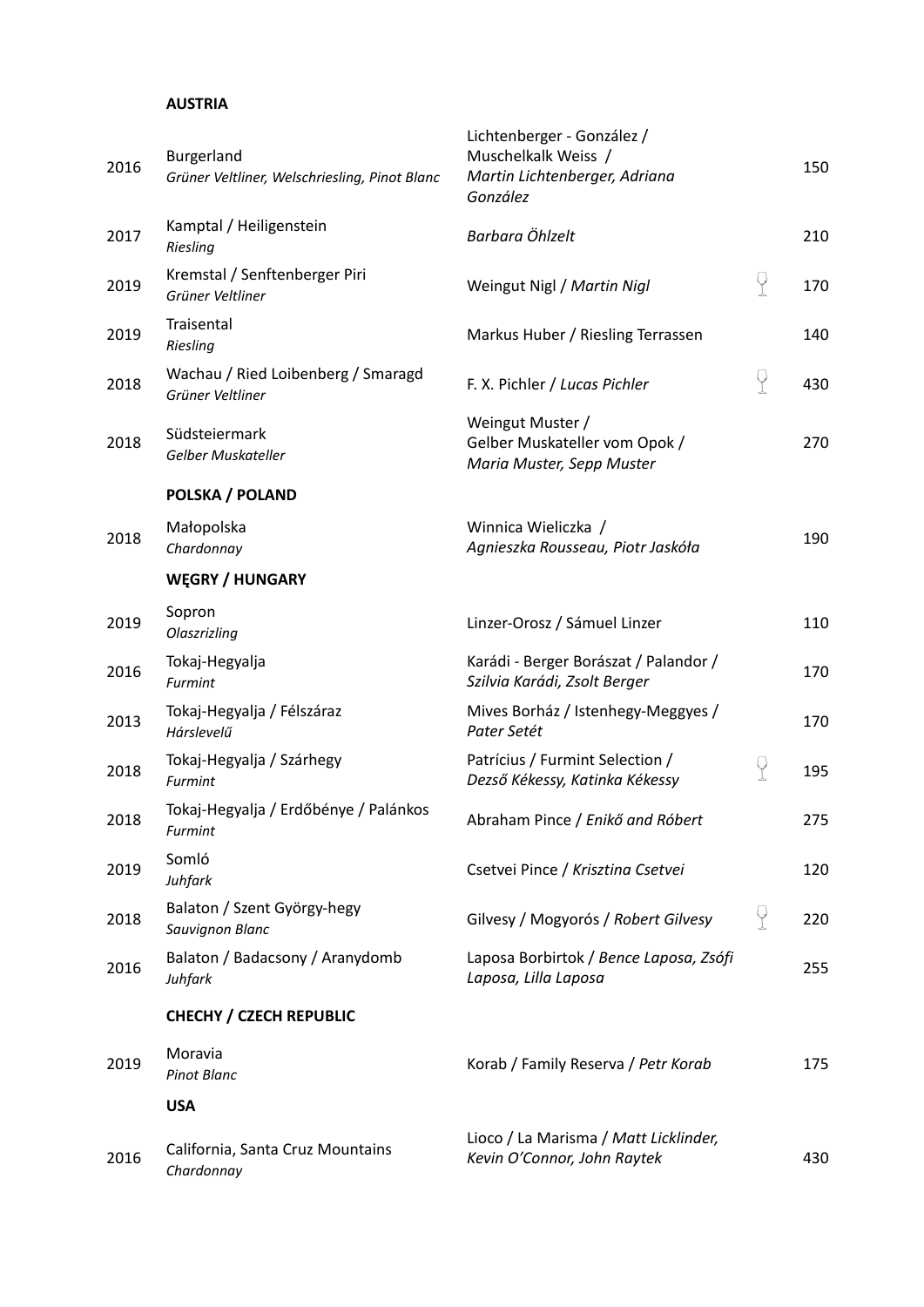**AUSTRIA**

| Year | Region / Grape | Producer | Glass | Price |
|---|---|---|---|---|
| 2016 | Burgerland<br>*Grüner Veltliner, Welschriesling, Pinot Blanc* | Lichtenberger - González / Muschelkalk Weiss / *Martin Lichtenberger, Adriana González* | | 150 |
| 2017 | Kamptal / Heiligenstein<br>*Riesling* | *Barbara Öhlzelt* | | 210 |
| 2019 | Kremstal / Senftenberger Piri<br>*Grüner Veltliner* | Weingut Nigl / *Martin Nigl* | 🍷 | 170 |
| 2019 | Traisental<br>*Riesling* | Markus Huber / Riesling Terrassen | | 140 |
| 2018 | Wachau / Ried Loibenberg / Smaragd<br>*Grüner Veltliner* | F. X. Pichler / *Lucas Pichler* | 🍷 | 430 |
| 2018 | Südsteiermark<br>*Gelber Muskateller* | Weingut Muster / Gelber Muskateller vom Opok / *Maria Muster, Sepp Muster* | | 270 |

**POLSKA / POLAND**

| Year | Region / Grape | Producer | Glass | Price |
|---|---|---|---|---|
| 2018 | Małopolska<br>*Chardonnay* | Winnica Wieliczka / *Agnieszka Rousseau, Piotr Jaskóła* | | 190 |

**WĘGRY / HUNGARY**

| Year | Region / Grape | Producer | Glass | Price |
|---|---|---|---|---|
| 2019 | Sopron<br>*Olaszrizling* | Linzer-Orosz / Sámuel Linzer | | 110 |
| 2016 | Tokaj-Hegyalja<br>*Furmint* | Karádi - Berger Borászat / Palandor / *Szilvia Karádi, Zsolt Berger* | | 170 |
| 2013 | Tokaj-Hegyalja / Félszáraz<br>*Hárslevelű* | Mives Borház / Istenhegy-Meggyes / *Pater Setét* | | 170 |
| 2018 | Tokaj-Hegyalja / Szárhegy<br>*Furmint* | Patrícius / Furmint Selection / *Dezső Kékessy, Katinka Kékessy* | 🍷 | 195 |
| 2018 | Tokaj-Hegyalja / Erdőbénye / Palánkos<br>*Furmint* | Abraham Pince / *Enikő and Róbert* | | 275 |
| 2019 | Somló<br>*Juhfark* | Csetvei Pince / *Krisztina Csetvei* | | 120 |
| 2018 | Balaton / Szent György-hegy<br>*Sauvignon Blanc* | Gilvesy / Mogyorós / *Robert Gilvesy* | 🍷 | 220 |
| 2016 | Balaton / Badacsony / Aranydomb<br>*Juhfark* | Laposa Borbirtok / *Bence Laposa, Zsófi Laposa, Lilla Laposa* | | 255 |

**CHECHY / CZECH REPUBLIC**

| Year | Region / Grape | Producer | Glass | Price |
|---|---|---|---|---|
| 2019 | Moravia<br>*Pinot Blanc* | Korab / Family Reserva / *Petr Korab* | | 175 |

**USA**

| Year | Region / Grape | Producer | Glass | Price |
|---|---|---|---|---|
| 2016 | California, Santa Cruz Mountains<br>*Chardonnay* | Lioco / La Marisma / *Matt Licklinder, Kevin O'Connor, John Raytek* | | 430 |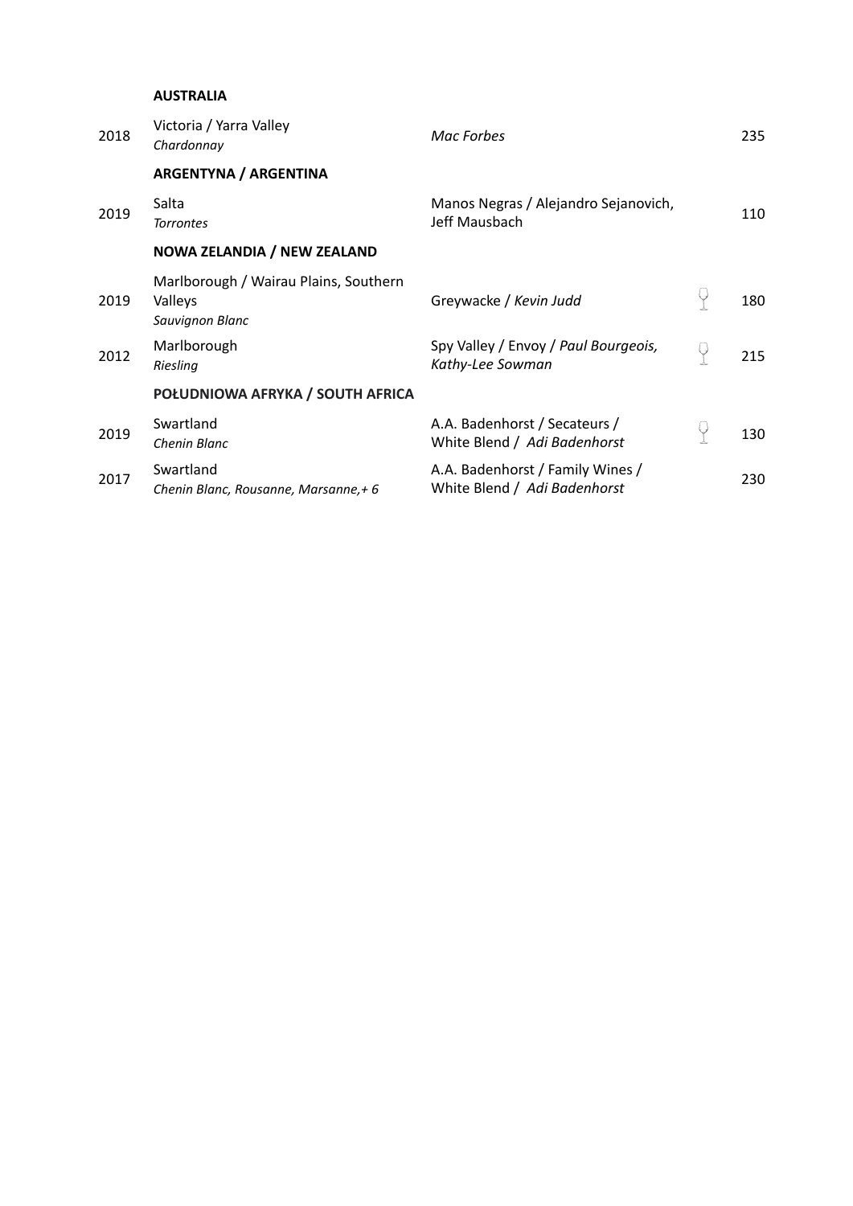**AUSTRALIA**

| | | | | |
|---|---|---|---|---|
| 2018 | Victoria / Yarra Valley<br>*Chardonnay* | *Mac Forbes* | | 235 |

**ARGENTYNA / ARGENTINA**

| | | | | |
|---|---|---|---|---|
| 2019 | Salta<br>*Torrontes* | Manos Negras / Alejandro Sejanovich, Jeff Mausbach | | 110 |

**NOWA ZELANDIA / NEW ZEALAND**

| | | | | |
|---|---|---|---|---|
| 2019 | Marlborough / Wairau Plains, Southern Valleys<br>*Sauvignon Blanc* | Greywacke / *Kevin Judd* | 🍷 | 180 |
| 2012 | Marlborough<br>*Riesling* | Spy Valley / Envoy / *Paul Bourgeois, Kathy-Lee Sowman* | 🍷 | 215 |

**POŁUDNIOWA AFRYKA / SOUTH AFRICA**

| | | | | |
|---|---|---|---|---|
| 2019 | Swartland<br>*Chenin Blanc* | A.A. Badenhorst / Secateurs / White Blend / *Adi Badenhorst* | 🍷 | 130 |
| 2017 | Swartland<br>*Chenin Blanc, Rousanne, Marsanne,+ 6* | A.A. Badenhorst / Family Wines / White Blend / *Adi Badenhorst* | | 230 |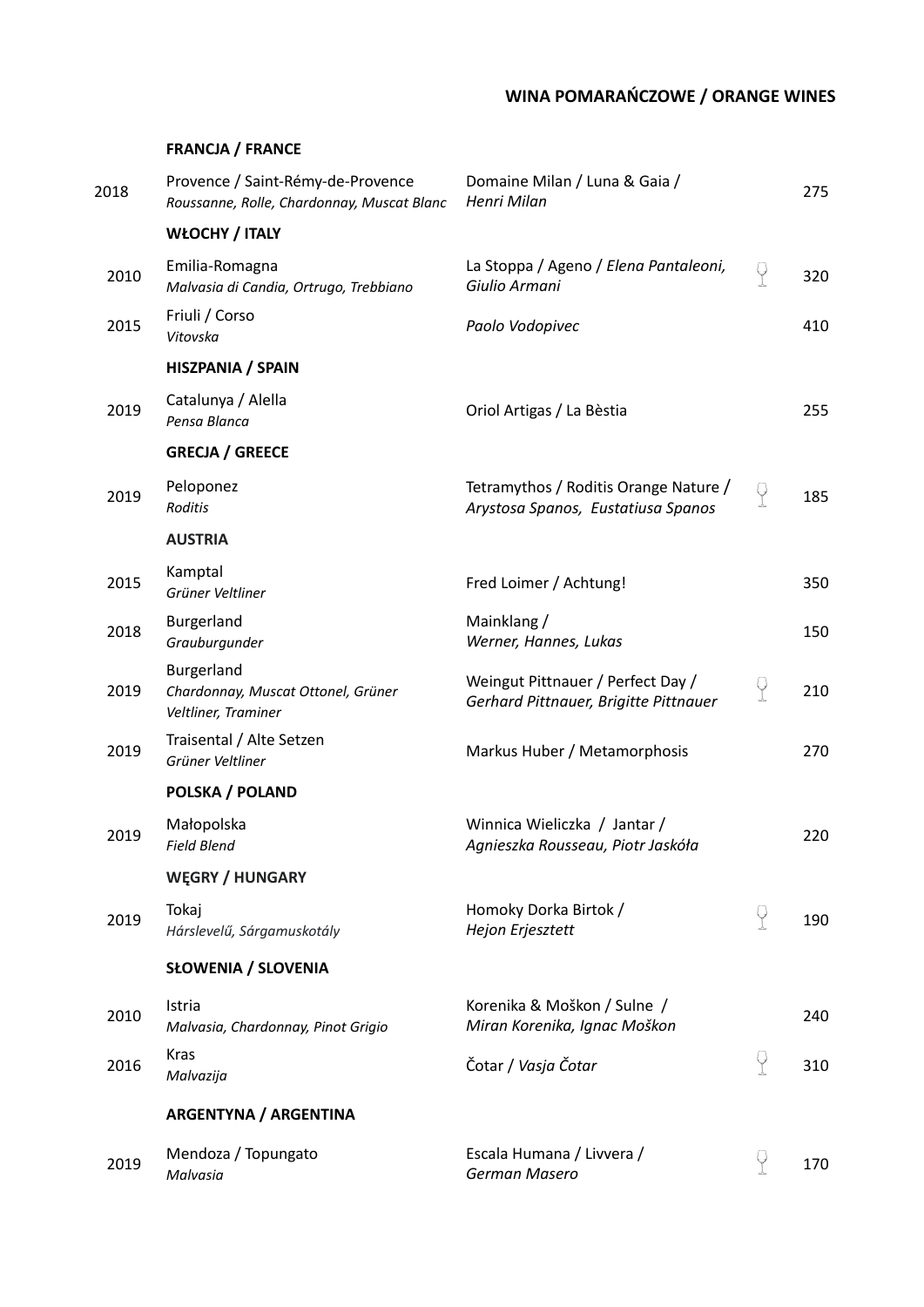## WINA POMARAŃCZOWE / ORANGE WINES

| | | | | |
|---|---|---|---|---|
| | **FRANCJA / FRANCE** | | | |
| 2018 | Provence / Saint-Rémy-de-Provence<br>*Roussanne, Rolle, Chardonnay, Muscat Blanc* | Domaine Milan / Luna & Gaia /<br>*Henri Milan* | | 275 |
| | **WŁOCHY / ITALY** | | | |
| 2010 | Emilia-Romagna<br>*Malvasia di Candia, Ortrugo, Trebbiano* | La Stoppa / Ageno / *Elena Pantaleoni, Giulio Armani* | 🍷 | 320 |
| 2015 | Friuli / Corso<br>*Vitovska* | *Paolo Vodopivec* | | 410 |
| | **HISZPANIA / SPAIN** | | | |
| 2019 | Catalunya / Alella<br>*Pensa Blanca* | Oriol Artigas / La Bèstia | | 255 |
| | **GRECJA / GREECE** | | | |
| 2019 | Peloponez<br>*Roditis* | Tetramythos / Roditis Orange Nature /<br>*Arystosa Spanos, Eustatiusa Spanos* | 🍷 | 185 |
| | **AUSTRIA** | | | |
| 2015 | Kamptal<br>*Grüner Veltliner* | Fred Loimer / Achtung! | | 350 |
| 2018 | Burgerland<br>*Grauburgunder* | Mainklang /<br>*Werner, Hannes, Lukas* | | 150 |
| 2019 | Burgerland<br>*Chardonnay, Muscat Ottonel, Grüner Veltliner, Traminer* | Weingut Pittnauer / Perfect Day /<br>*Gerhard Pittnauer, Brigitte Pittnauer* | 🍷 | 210 |
| 2019 | Traisental / Alte Setzen<br>*Grüner Veltliner* | Markus Huber / Metamorphosis | | 270 |
| | **POLSKA / POLAND** | | | |
| 2019 | Małopolska<br>*Field Blend* | Winnica Wieliczka / Jantar /<br>*Agnieszka Rousseau, Piotr Jaskóła* | | 220 |
| | **WĘGRY / HUNGARY** | | | |
| 2019 | Tokaj<br>*Hárslevelű, Sárgamuskotály* | Homoky Dorka Birtok /<br>*Hejon Erjesztett* | 🍷 | 190 |
| | **SŁOWENIA / SLOVENIA** | | | |
| 2010 | Istria<br>*Malvasia, Chardonnay, Pinot Grigio* | Korenika & Moškon / Sulne /<br>*Miran Korenika, Ignac Moškon* | | 240 |
| 2016 | Kras<br>*Malvazija* | Čotar / *Vasja Čotar* | 🍷 | 310 |
| | **ARGENTYNA / ARGENTINA** | | | |
| 2019 | Mendoza / Topungato<br>*Malvasia* | Escala Humana / Livvera /<br>*German Masero* | 🍷 | 170 |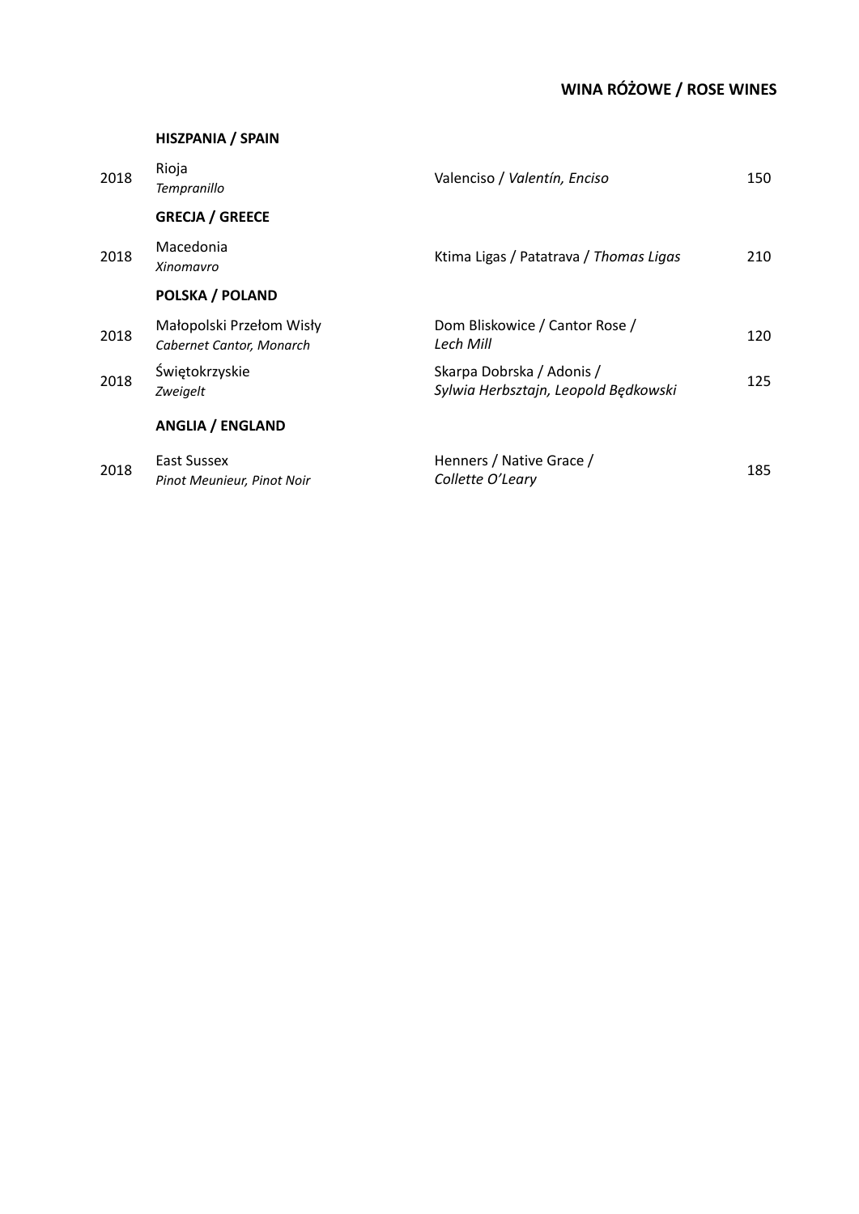## WINA RÓŻOWE / ROSE WINES

### HISZPANIA / SPAIN

| | | | |
|---|---|---|---|
| 2018 | Rioja<br>*Tempranillo* | Valenciso / *Valentín, Enciso* | 150 |

### GRECJA / GREECE

| | | | |
|---|---|---|---|
| 2018 | Macedonia<br>*Xinomavro* | Ktima Ligas / Patatrava / *Thomas Ligas* | 210 |

### POLSKA / POLAND

| | | | |
|---|---|---|---|
| 2018 | Małopolski Przełom Wisły<br>*Cabernet Cantor, Monarch* | Dom Bliskowice / Cantor Rose /<br>*Lech Mill* | 120 |
| 2018 | Świętokrzyskie<br>*Zweigelt* | Skarpa Dobrska / Adonis /<br>*Sylwia Herbsztajn, Leopold Będkowski* | 125 |

### ANGLIA / ENGLAND

| | | | |
|---|---|---|---|
| 2018 | East Sussex<br>*Pinot Meunieur, Pinot Noir* | Henners / Native Grace /<br>*Collette O'Leary* | 185 |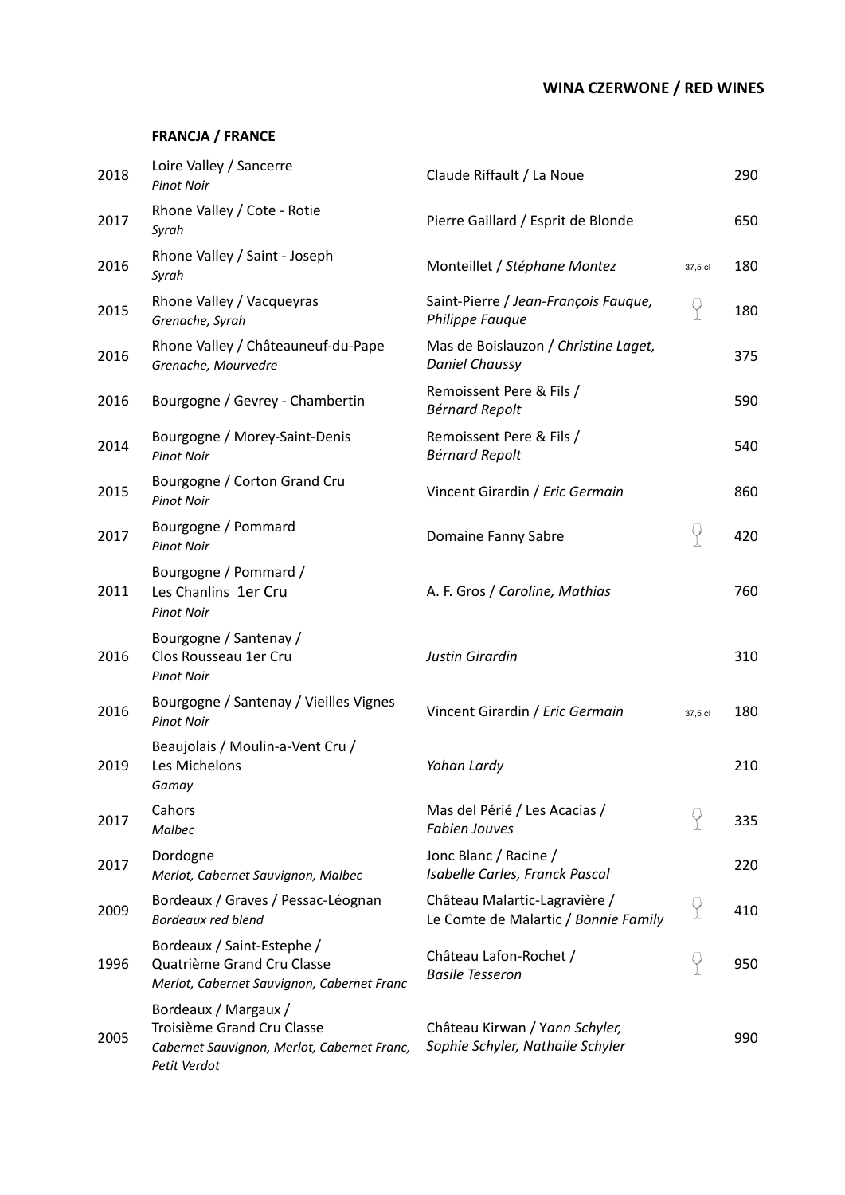## WINA CZERWONE / RED WINES

### FRANCJA / FRANCE

| Year | Region / Grape | Producer | | Price |
|---|---|---|---|---|
| 2018 | Loire Valley / Sancerre<br>*Pinot Noir* | Claude Riffault / La Noue | | 290 |
| 2017 | Rhone Valley / Cote - Rotie<br>*Syrah* | Pierre Gaillard / Esprit de Blonde | | 650 |
| 2016 | Rhone Valley / Saint - Joseph<br>*Syrah* | Monteillet / *Stéphane Montez* | 37,5 cl | 180 |
| 2015 | Rhone Valley / Vacqueyras<br>*Grenache, Syrah* | Saint-Pierre / *Jean-François Fauque, Philippe Fauque* | 🍷 | 180 |
| 2016 | Rhone Valley / Châteauneuf-du-Pape<br>*Grenache, Mourvedre* | Mas de Boislauzon / *Christine Laget, Daniel Chaussy* | | 375 |
| 2016 | Bourgogne / Gevrey - Chambertin | Remoissent Pere & Fils / *Bérnard Repolt* | | 590 |
| 2014 | Bourgogne / Morey-Saint-Denis<br>*Pinot Noir* | Remoissent Pere & Fils / *Bérnard Repolt* | | 540 |
| 2015 | Bourgogne / Corton Grand Cru<br>*Pinot Noir* | Vincent Girardin / *Eric Germain* | | 860 |
| 2017 | Bourgogne / Pommard<br>*Pinot Noir* | Domaine Fanny Sabre | 🍷 | 420 |
| 2011 | Bourgogne / Pommard / Les Chanlins 1er Cru<br>*Pinot Noir* | A. F. Gros / *Caroline, Mathias* | | 760 |
| 2016 | Bourgogne / Santenay / Clos Rousseau 1er Cru<br>*Pinot Noir* | *Justin Girardin* | | 310 |
| 2016 | Bourgogne / Santenay / Vieilles Vignes<br>*Pinot Noir* | Vincent Girardin / *Eric Germain* | 37,5 cl | 180 |
| 2019 | Beaujolais / Moulin-a-Vent Cru / Les Michelons<br>*Gamay* | *Yohan Lardy* | | 210 |
| 2017 | Cahors<br>*Malbec* | Mas del Périé / Les Acacias / *Fabien Jouves* | 🍷 | 335 |
| 2017 | Dordogne<br>*Merlot, Cabernet Sauvignon, Malbec* | Jonc Blanc / Racine / *Isabelle Carles, Franck Pascal* | | 220 |
| 2009 | Bordeaux / Graves / Pessac-Léognan<br>*Bordeaux red blend* | Château Malartic-Lagravière / Le Comte de Malartic / *Bonnie Family* | 🍷 | 410 |
| 1996 | Bordeaux / Saint-Estephe / Quatrième Grand Cru Classe<br>*Merlot, Cabernet Sauvignon, Cabernet Franc* | Château Lafon-Rochet / *Basile Tesseron* | 🍷 | 950 |
| 2005 | Bordeaux / Margaux / Troisième Grand Cru Classe<br>*Cabernet Sauvignon, Merlot, Cabernet Franc, Petit Verdot* | Château Kirwan / *Yann Schyler, Sophie Schyler, Nathaile Schyler* | | 990 |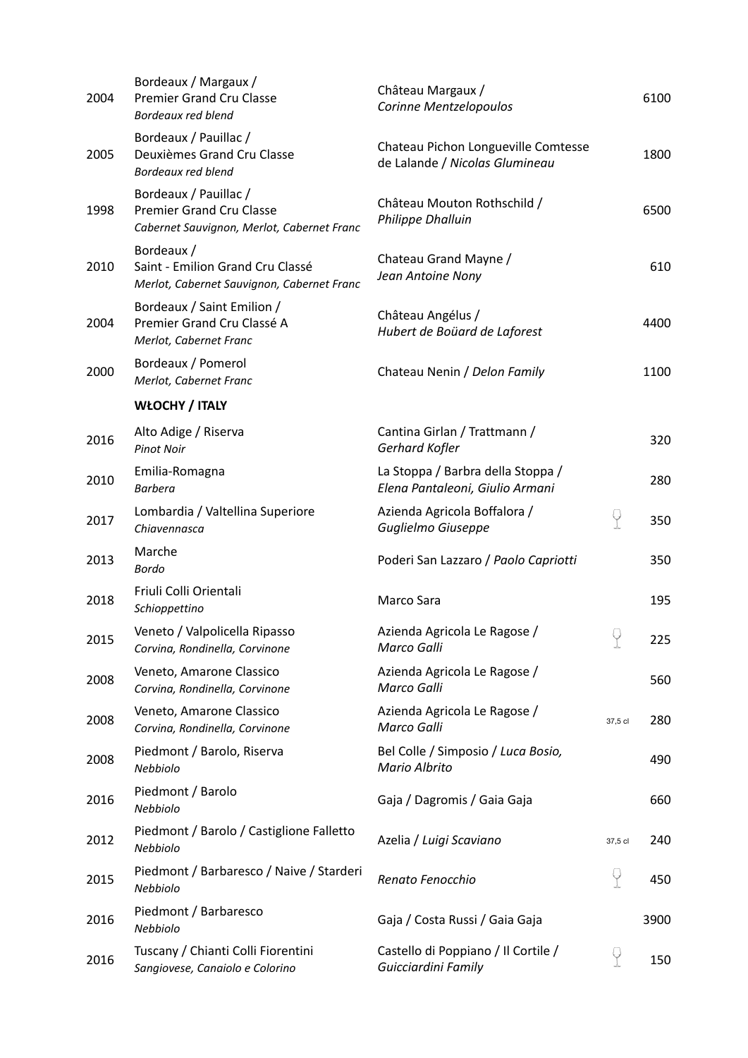| Year | Region / Grape | Producer / Winemaker | | Price |
|---|---|---|---|---|
| 2004 | Bordeaux / Margaux / Premier Grand Cru Classe *Bordeaux red blend* | Château Margaux / *Corinne Mentzelopoulos* | | 6100 |
| 2005 | Bordeaux / Pauillac / Deuxièmes Grand Cru Classe *Bordeaux red blend* | Chateau Pichon Longueville Comtesse de Lalande / *Nicolas Glumineau* | | 1800 |
| 1998 | Bordeaux / Pauillac / Premier Grand Cru Classe *Cabernet Sauvignon, Merlot, Cabernet Franc* | Château Mouton Rothschild / *Philippe Dhalluin* | | 6500 |
| 2010 | Bordeaux / Saint - Emilion Grand Cru Classé *Merlot, Cabernet Sauvignon, Cabernet Franc* | Chateau Grand Mayne / *Jean Antoine Nony* | | 610 |
| 2004 | Bordeaux / Saint Emilion / Premier Grand Cru Classé A *Merlot, Cabernet Franc* | Château Angélus / *Hubert de Boüard de Laforest* | | 4400 |
| 2000 | Bordeaux / Pomerol *Merlot, Cabernet Franc* | Chateau Nenin / *Delon Family* | | 1100 |

**WŁOCHY / ITALY**

| Year | Region / Grape | Producer / Winemaker | | Price |
|---|---|---|---|---|
| 2016 | Alto Adige / Riserva *Pinot Noir* | Cantina Girlan / Trattmann / *Gerhard Kofler* | | 320 |
| 2010 | Emilia-Romagna *Barbera* | La Stoppa / Barbra della Stoppa / *Elena Pantaleoni, Giulio Armani* | | 280 |
| 2017 | Lombardia / Valtellina Superiore *Chiavennasca* | Azienda Agricola Boffalora / *Guglielmo Giuseppe* | 🍷 | 350 |
| 2013 | Marche *Bordo* | Poderi San Lazzaro / *Paolo Capriotti* | | 350 |
| 2018 | Friuli Colli Orientali *Schioppettino* | Marco Sara | | 195 |
| 2015 | Veneto / Valpolicella Ripasso *Corvina, Rondinella, Corvinone* | Azienda Agricola Le Ragose / *Marco Galli* | 🍷 | 225 |
| 2008 | Veneto, Amarone Classico *Corvina, Rondinella, Corvinone* | Azienda Agricola Le Ragose / *Marco Galli* | | 560 |
| 2008 | Veneto, Amarone Classico *Corvina, Rondinella, Corvinone* | Azienda Agricola Le Ragose / *Marco Galli* | 37,5 cl | 280 |
| 2008 | Piedmont / Barolo, Riserva *Nebbiolo* | Bel Colle / Simposio / *Luca Bosio, Mario Albrito* | | 490 |
| 2016 | Piedmont / Barolo *Nebbiolo* | Gaja / Dagromis / Gaia Gaja | | 660 |
| 2012 | Piedmont / Barolo / Castiglione Falletto *Nebbiolo* | Azelia / *Luigi Scaviano* | 37,5 cl | 240 |
| 2015 | Piedmont / Barbaresco / Naive / Starderi *Nebbiolo* | *Renato Fenocchio* | 🍷 | 450 |
| 2016 | Piedmont / Barbaresco *Nebbiolo* | Gaja / Costa Russi / Gaia Gaja | | 3900 |
| 2016 | Tuscany / Chianti Colli Fiorentini *Sangiovese, Canaiolo e Colorino* | Castello di Poppiano / Il Cortile / *Guicciardini Family* | 🍷 | 150 |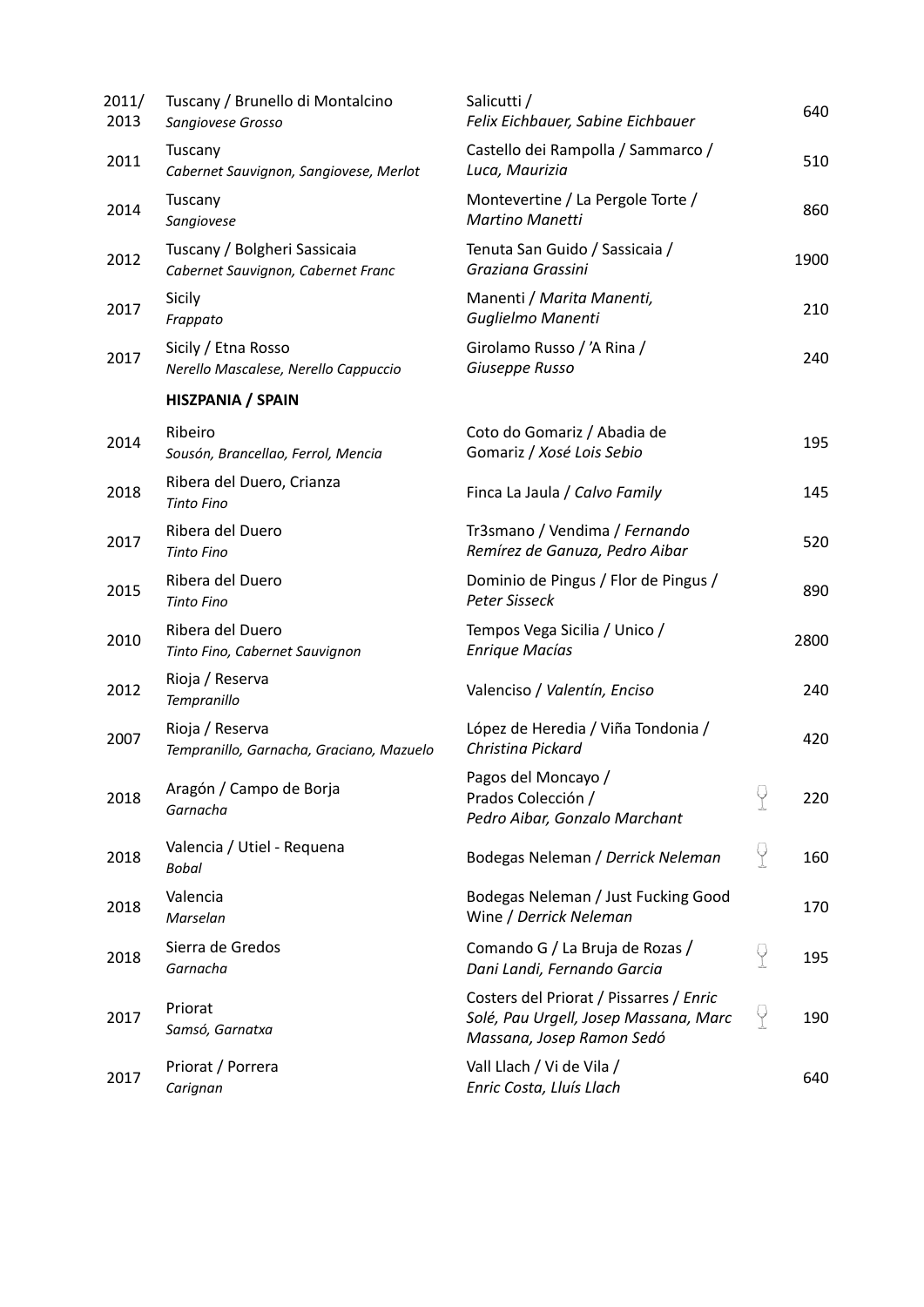| Year | Region / Grapes | Producer / Wine / Winemaker | Glass | Price |
|---|---|---|---|---|
| 2011/ 2013 | Tuscany / Brunello di Montalcino *Sangiovese Grosso* | Salicutti / *Felix Eichbauer, Sabine Eichbauer* | | 640 |
| 2011 | Tuscany *Cabernet Sauvignon, Sangiovese, Merlot* | Castello dei Rampolla / Sammarco / *Luca, Maurizia* | | 510 |
| 2014 | Tuscany *Sangiovese* | Montevertine / La Pergole Torte / *Martino Manetti* | | 860 |
| 2012 | Tuscany / Bolgheri Sassicaia *Cabernet Sauvignon, Cabernet Franc* | Tenuta San Guido / Sassicaia / *Graziana Grassini* | | 1900 |
| 2017 | Sicily *Frappato* | Manenti / *Marita Manenti, Guglielmo Manenti* | | 210 |
| 2017 | Sicily / Etna Rosso *Nerello Mascalese, Nerello Cappuccio* | Girolamo Russo / 'A Rina / *Giuseppe Russo* | | 240 |
| | **HISZPANIA / SPAIN** | | | |
| 2014 | Ribeiro *Sousón, Brancellao, Ferrol, Mencia* | Coto do Gomariz / Abadia de Gomariz / *Xosé Lois Sebio* | | 195 |
| 2018 | Ribera del Duero, Crianza *Tinto Fino* | Finca La Jaula / *Calvo Family* | | 145 |
| 2017 | Ribera del Duero *Tinto Fino* | Tr3smano / Vendima / *Fernando Remírez de Ganuza, Pedro Aibar* | | 520 |
| 2015 | Ribera del Duero *Tinto Fino* | Dominio de Pingus / Flor de Pingus / *Peter Sisseck* | | 890 |
| 2010 | Ribera del Duero *Tinto Fino, Cabernet Sauvignon* | Tempos Vega Sicilia / Unico / *Enrique Macías* | | 2800 |
| 2012 | Rioja / Reserva *Tempranillo* | Valenciso / *Valentín, Enciso* | | 240 |
| 2007 | Rioja / Reserva *Tempranillo, Garnacha, Graciano, Mazuelo* | López de Heredia / Viña Tondonia / *Christina Pickard* | | 420 |
| 2018 | Aragón / Campo de Borja *Garnacha* | Pagos del Moncayo / Prados Colección / *Pedro Aibar, Gonzalo Marchant* | 🍷 | 220 |
| 2018 | Valencia / Utiel - Requena *Bobal* | Bodegas Neleman / *Derrick Neleman* | 🍷 | 160 |
| 2018 | Valencia *Marselan* | Bodegas Neleman / Just Fucking Good Wine / *Derrick Neleman* | | 170 |
| 2018 | Sierra de Gredos *Garnacha* | Comando G / La Bruja de Rozas / *Dani Landi, Fernando Garcia* | 🍷 | 195 |
| 2017 | Priorat *Samsó, Garnatxa* | Costers del Priorat / Pissarres / *Enric Solé, Pau Urgell, Josep Massana, Marc Massana, Josep Ramon Sedó* | 🍷 | 190 |
| 2017 | Priorat / Porrera *Carignan* | Vall Llach / Vi de Vila / *Enric Costa, Lluís Llach* | | 640 |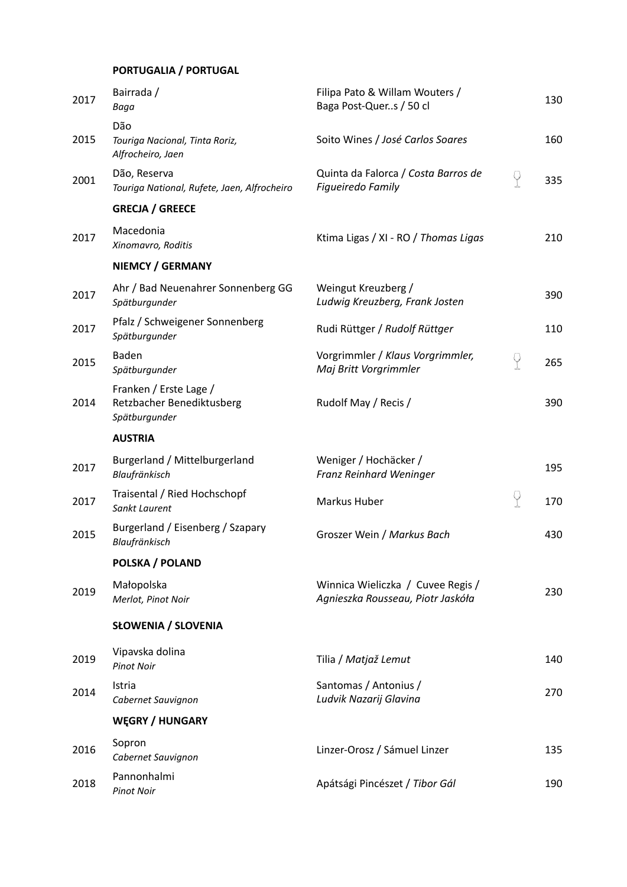## PORTUGALIA / PORTUGAL

| Year | Region / Grape | Producer | Glass | Price |
|---|---|---|---|---|
| 2017 | Bairrada / *Baga* | Filipa Pato & Willam Wouters / Baga Post-Quer..s / 50 cl | | 130 |
| 2015 | Dão *Touriga Nacional, Tinta Roriz, Alfrocheiro, Jaen* | Soito Wines / *José Carlos Soares* | | 160 |
| 2001 | Dão, Reserva *Touriga National, Rufete, Jaen, Alfrocheiro* | Quinta da Falorca / *Costa Barros de Figueiredo Family* | 🍷 | 335 |

## GRECJA / GREECE

| Year | Region / Grape | Producer | Glass | Price |
|---|---|---|---|---|
| 2017 | Macedonia *Xinomavro, Roditis* | Ktima Ligas / XI - RO / *Thomas Ligas* | | 210 |

## NIEMCY / GERMANY

| Year | Region / Grape | Producer | Glass | Price |
|---|---|---|---|---|
| 2017 | Ahr / Bad Neuenahrer Sonnenberg GG *Spätburgunder* | Weingut Kreuzberg / *Ludwig Kreuzberg, Frank Josten* | | 390 |
| 2017 | Pfalz / Schweigener Sonnenberg *Spätburgunder* | Rudi Rüttger / *Rudolf Rüttger* | | 110 |
| 2015 | Baden *Spätburgunder* | Vorgrimmler / *Klaus Vorgrimmler, Maj Britt Vorgrimmler* | 🍷 | 265 |
| 2014 | Franken / Erste Lage / Retzbacher Benediktusberg *Spätburgunder* | Rudolf May / Recis / | | 390 |

## AUSTRIA

| Year | Region / Grape | Producer | Glass | Price |
|---|---|---|---|---|
| 2017 | Burgerland / Mittelburgerland *Blaufränkisch* | Weniger / Hochäcker / *Franz Reinhard Weninger* | | 195 |
| 2017 | Traisental / Ried Hochschopf *Sankt Laurent* | Markus Huber | 🍷 | 170 |
| 2015 | Burgerland / Eisenberg / Szapary *Blaufränkisch* | Groszer Wein / *Markus Bach* | | 430 |

## POLSKA / POLAND

| Year | Region / Grape | Producer | Glass | Price |
|---|---|---|---|---|
| 2019 | Małopolska *Merlot, Pinot Noir* | Winnica Wieliczka / Cuvee Regis / *Agnieszka Rousseau, Piotr Jaskóła* | | 230 |

## SŁOWENIA / SLOVENIA

| Year | Region / Grape | Producer | Glass | Price |
|---|---|---|---|---|
| 2019 | Vipavska dolina *Pinot Noir* | Tilia / *Matjaž Lemut* | | 140 |
| 2014 | Istria *Cabernet Sauvignon* | Santomas / Antonius / *Ludvik Nazarij Glavina* | | 270 |

## WĘGRY / HUNGARY

| Year | Region / Grape | Producer | Glass | Price |
|---|---|---|---|---|
| 2016 | Sopron *Cabernet Sauvignon* | Linzer-Orosz / Sámuel Linzer | | 135 |
| 2018 | Pannonhalmi *Pinot Noir* | Apátsági Pincészet / *Tibor Gál* | | 190 |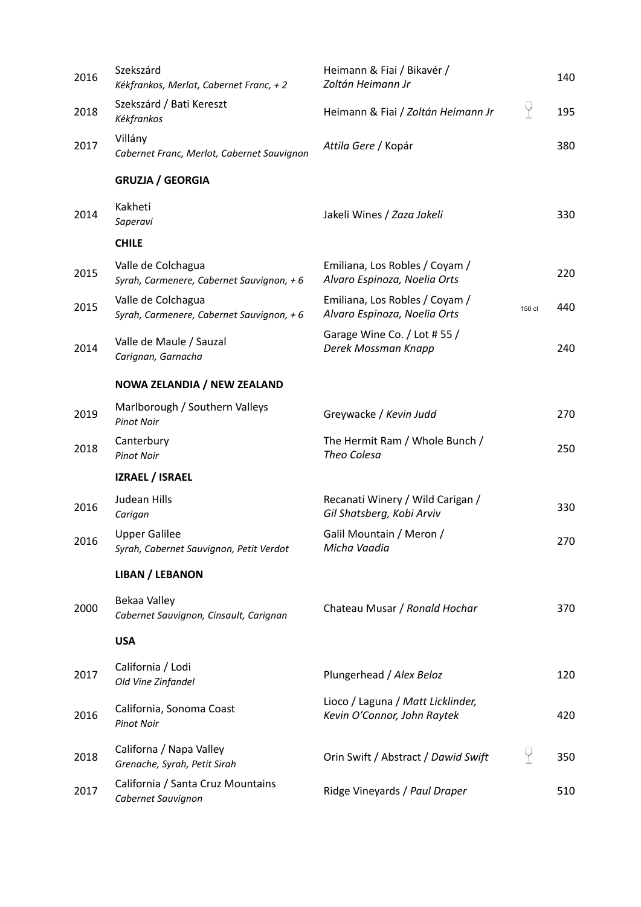| | | | | |
|---|---|---|---|---|
| 2016 | Szekszárd<br>*Kékfrankos, Merlot, Cabernet Franc, + 2* | Heimann & Fiai / Bikavér /<br>*Zoltán Heimann Jr* | | 140 |
| 2018 | Szekszárd / Bati Kereszt<br>*Kékfrankos* | Heimann & Fiai / *Zoltán Heimann Jr* | 🍷 | 195 |
| 2017 | Villány<br>*Cabernet Franc, Merlot, Cabernet Sauvignon* | *Attila Gere* / Kopár | | 380 |
| | **GRUZJA / GEORGIA** | | | |
| 2014 | Kakheti<br>*Saperavi* | Jakeli Wines / *Zaza Jakeli* | | 330 |
| | **CHILE** | | | |
| 2015 | Valle de Colchagua<br>*Syrah, Carmenere, Cabernet Sauvignon, + 6* | Emiliana, Los Robles / Coyam /<br>*Alvaro Espinoza, Noelia Orts* | | 220 |
| 2015 | Valle de Colchagua<br>*Syrah, Carmenere, Cabernet Sauvignon, + 6* | Emiliana, Los Robles / Coyam /<br>*Alvaro Espinoza, Noelia Orts* | 150 cl | 440 |
| 2014 | Valle de Maule / Sauzal<br>*Carignan, Garnacha* | Garage Wine Co. / Lot # 55 /<br>*Derek Mossman Knapp* | | 240 |
| | **NOWA ZELANDIA / NEW ZEALAND** | | | |
| 2019 | Marlborough / Southern Valleys<br>*Pinot Noir* | Greywacke / *Kevin Judd* | | 270 |
| 2018 | Canterbury<br>*Pinot Noir* | The Hermit Ram / Whole Bunch /<br>*Theo Colesa* | | 250 |
| | **IZRAEL / ISRAEL** | | | |
| 2016 | Judean Hills<br>*Carigan* | Recanati Winery / Wild Carigan /<br>*Gil Shatsberg, Kobi Arviv* | | 330 |
| 2016 | Upper Galilee<br>*Syrah, Cabernet Sauvignon, Petit Verdot* | Galil Mountain / Meron /<br>*Micha Vaadia* | | 270 |
| | **LIBAN / LEBANON** | | | |
| 2000 | Bekaa Valley<br>*Cabernet Sauvignon, Cinsault, Carignan* | Chateau Musar / *Ronald Hochar* | | 370 |
| | **USA** | | | |
| 2017 | California / Lodi<br>*Old Vine Zinfandel* | Plungerhead / *Alex Beloz* | | 120 |
| 2016 | California, Sonoma Coast<br>*Pinot Noir* | Lioco / Laguna / *Matt Licklinder,*<br>*Kevin O'Connor, John Raytek* | | 420 |
| 2018 | Californa / Napa Valley<br>*Grenache, Syrah, Petit Sirah* | Orin Swift / Abstract / *Dawid Swift* | 🍷 | 350 |
| 2017 | California / Santa Cruz Mountains<br>*Cabernet Sauvignon* | Ridge Vineyards / *Paul Draper* | | 510 |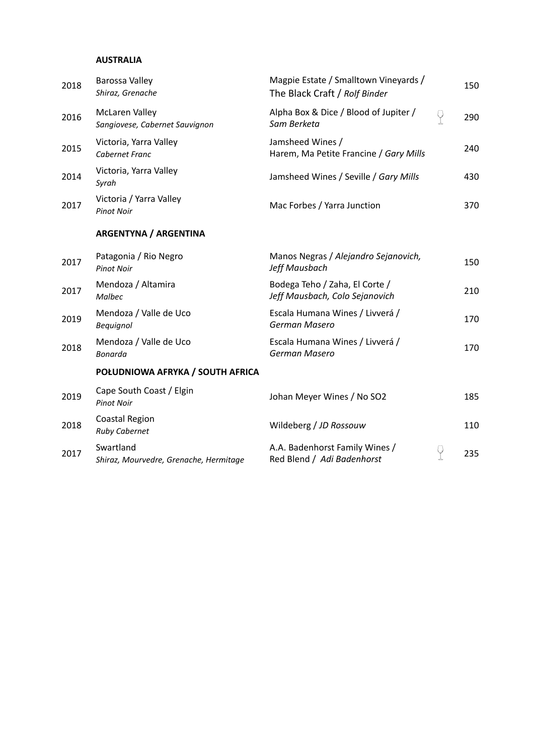### AUSTRALIA

| Year | Region / Grape | Producer / Wine / Winemaker | | Price |
|---|---|---|---|---|
| 2018 | Barossa Valley<br>*Shiraz, Grenache* | Magpie Estate / Smalltown Vineyards / The Black Craft / *Rolf Binder* | | 150 |
| 2016 | McLaren Valley<br>*Sangiovese, Cabernet Sauvignon* | Alpha Box & Dice / Blood of Jupiter / *Sam Berketa* | 🍷 | 290 |
| 2015 | Victoria, Yarra Valley<br>*Cabernet Franc* | Jamsheed Wines / Harem, Ma Petite Francine / *Gary Mills* | | 240 |
| 2014 | Victoria, Yarra Valley<br>*Syrah* | Jamsheed Wines / Seville / *Gary Mills* | | 430 |
| 2017 | Victoria / Yarra Valley<br>*Pinot Noir* | Mac Forbes / Yarra Junction | | 370 |

### ARGENTYNA / ARGENTINA

| Year | Region / Grape | Producer / Wine / Winemaker | | Price |
|---|---|---|---|---|
| 2017 | Patagonia / Rio Negro<br>*Pinot Noir* | Manos Negras / *Alejandro Sejanovich, Jeff Mausbach* | | 150 |
| 2017 | Mendoza / Altamira<br>*Malbec* | Bodega Teho / Zaha, El Corte / *Jeff Mausbach, Colo Sejanovich* | | 210 |
| 2019 | Mendoza / Valle de Uco<br>*Bequignol* | Escala Humana Wines / Livverá / *German Masero* | | 170 |
| 2018 | Mendoza / Valle de Uco<br>*Bonarda* | Escala Humana Wines / Livverá / *German Masero* | | 170 |

### POŁUDNIOWA AFRYKA / SOUTH AFRICA

| Year | Region / Grape | Producer / Wine / Winemaker | | Price |
|---|---|---|---|---|
| 2019 | Cape South Coast / Elgin<br>*Pinot Noir* | Johan Meyer Wines / No SO2 | | 185 |
| 2018 | Coastal Region<br>*Ruby Cabernet* | Wildeberg / *JD Rossouw* | | 110 |
| 2017 | Swartland<br>*Shiraz, Mourvedre, Grenache, Hermitage* | A.A. Badenhorst Family Wines / Red Blend / *Adi Badenhorst* | 🍷 | 235 |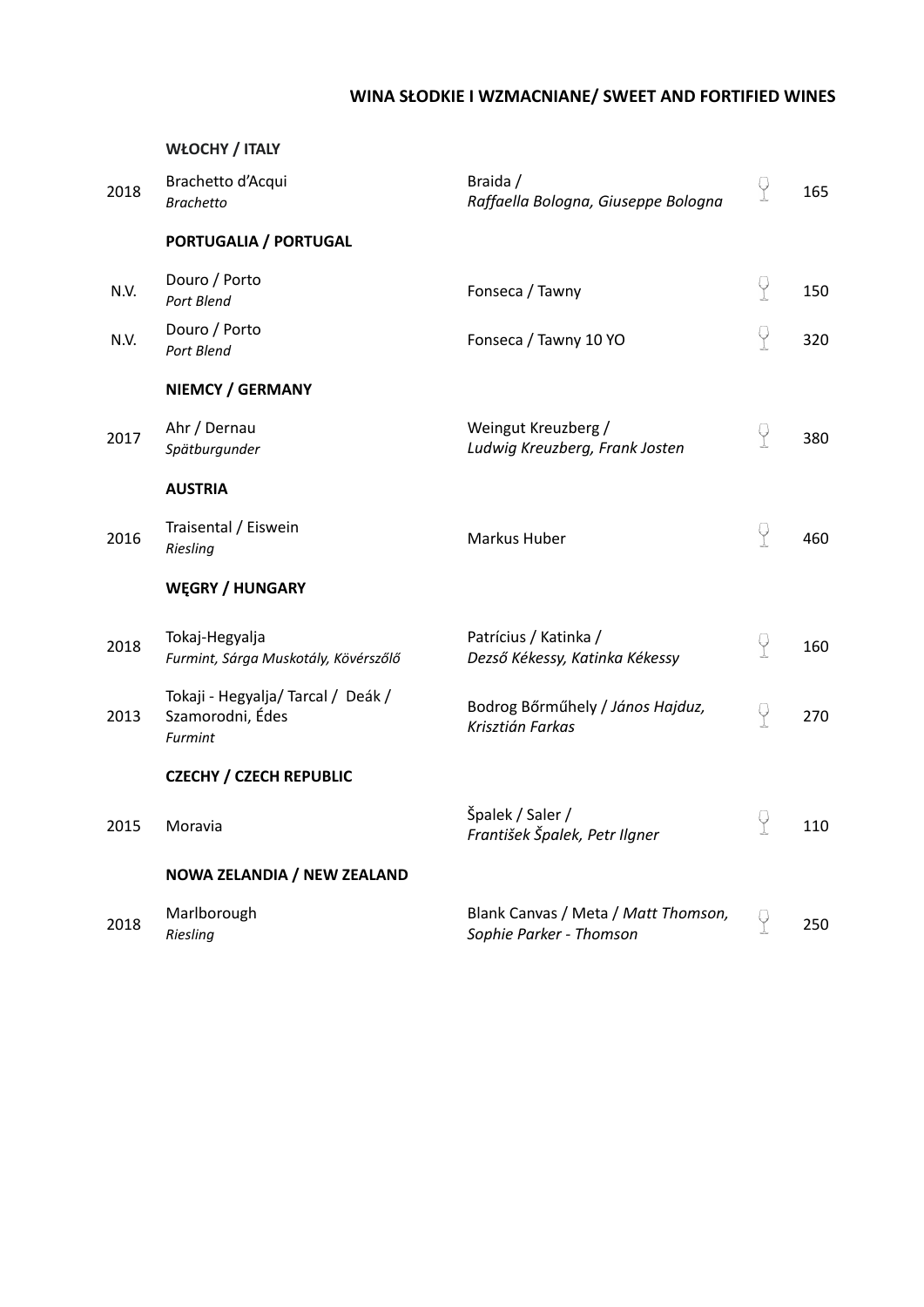## WINA SŁODKIE I WZMACNIANE/ SWEET AND FORTIFIED WINES

| | | | | |
|---|---|---|---|---|
| | **WŁOCHY / ITALY** | | | |
| 2018 | Brachetto d'Acqui<br>*Brachetto* | Braida /<br>*Raffaella Bologna, Giuseppe Bologna* | 🍷 | 165 |
| | **PORTUGALIA / PORTUGAL** | | | |
| N.V. | Douro / Porto<br>*Port Blend* | Fonseca / Tawny | 🍷 | 150 |
| N.V. | Douro / Porto<br>*Port Blend* | Fonseca / Tawny 10 YO | 🍷 | 320 |
| | **NIEMCY / GERMANY** | | | |
| 2017 | Ahr / Dernau<br>*Spätburgunder* | Weingut Kreuzberg /<br>*Ludwig Kreuzberg, Frank Josten* | 🍷 | 380 |
| | **AUSTRIA** | | | |
| 2016 | Traisental / Eiswein<br>*Riesling* | Markus Huber | 🍷 | 460 |
| | **WĘGRY / HUNGARY** | | | |
| 2018 | Tokaj-Hegyalja<br>*Furmint, Sárga Muskotály, Kövérszőlő* | Patrícius / Katinka /<br>*Dezső Kékessy, Katinka Kékessy* | 🍷 | 160 |
| 2013 | Tokaji - Hegyalja/ Tarcal / Deák / Szamorodni, Édes<br>*Furmint* | Bodrog Bőrműhely / *János Hajduz, Krisztián Farkas* | 🍷 | 270 |
| | **CZECHY / CZECH REPUBLIC** | | | |
| 2015 | Moravia | Špalek / Saler /<br>*František Špalek, Petr Ilgner* | 🍷 | 110 |
| | **NOWA ZELANDIA / NEW ZEALAND** | | | |
| 2018 | Marlborough<br>*Riesling* | Blank Canvas / Meta / *Matt Thomson, Sophie Parker - Thomson* | 🍷 | 250 |